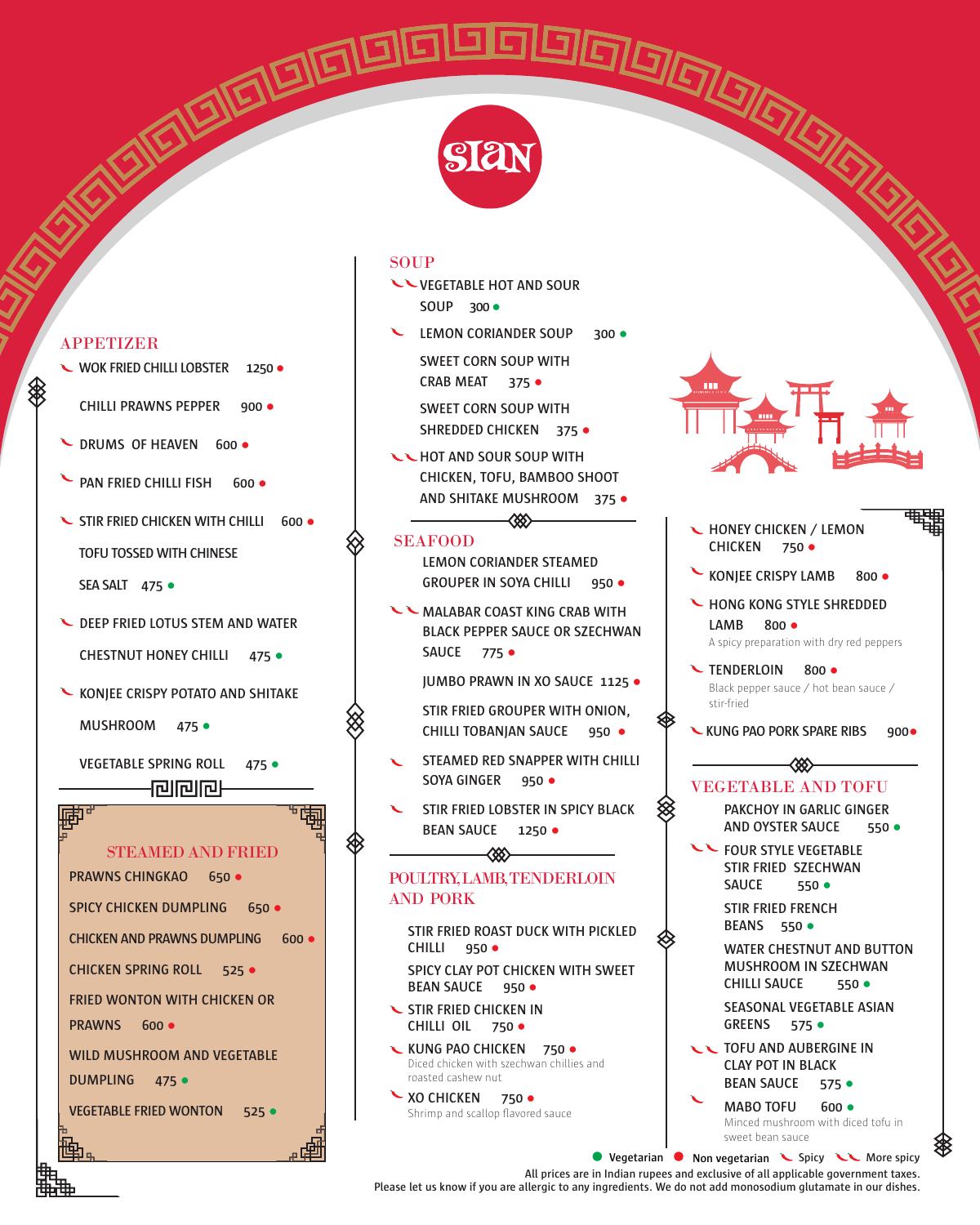# SIAN

## APPETIZER

- WOK FRIED CHILLI LOBSTER 1250 ● (Spicy)
- CHILLI PRAWNS PEPPER 900 ●
- DRUMS OF HEAVEN 600 ● (Spicy)
- PAN FRIED CHILLI FISH 600 ● (Spicy)
- STIR FRIED CHICKEN WITH CHILLI 600 ● (Spicy)
- TOFU TOSSED WITH CHINESE SEA SALT 475 ●
- DEEP FRIED LOTUS STEM AND WATER CHESTNUT HONEY CHILLI 475 ● (Spicy)
- KONJEE CRISPY POTATO AND SHITAKE MUSHROOM 475 ● (Spicy)
- VEGETABLE SPRING ROLL 475 ●

## STEAMED AND FRIED

- PRAWNS CHINGKAO 650 ●
- SPICY CHICKEN DUMPLING 650 ●
- CHICKEN AND PRAWNS DUMPLING 600 ●
- CHICKEN SPRING ROLL 525 ●
- FRIED WONTON WITH CHICKEN OR PRAWNS 600 ●
- WILD MUSHROOM AND VEGETABLE DUMPLING 475 ●
- VEGETABLE FRIED WONTON 525 ●

## SOUP

- VEGETABLE HOT AND SOUR SOUP 300 ● (More spicy)
- LEMON CORIANDER SOUP 300 ● (Spicy)
- SWEET CORN SOUP WITH CRAB MEAT 375 ●
- SWEET CORN SOUP WITH SHREDDED CHICKEN 375 ●
- HOT AND SOUR SOUP WITH CHICKEN, TOFU, BAMBOO SHOOT AND SHITAKE MUSHROOM 375 ● (More spicy)

## SEAFOOD

- LEMON CORIANDER STEAMED GROUPER IN SOYA CHILLI 950 ●
- MALABAR COAST KING CRAB WITH BLACK PEPPER SAUCE OR SZECHWAN SAUCE 775 ● (More spicy)
- JUMBO PRAWN IN XO SAUCE 1125 ●
- STIR FRIED GROUPER WITH ONION, CHILLI TOBANJAN SAUCE 950 ●
- STEAMED RED SNAPPER WITH CHILLI SOYA GINGER 950 ● (Spicy)
- STIR FRIED LOBSTER IN SPICY BLACK BEAN SAUCE 1250 ● (Spicy)

## POULTRY, LAMB, TENDERLOIN AND PORK

- STIR FRIED ROAST DUCK WITH PICKLED CHILLI 950 ●
- SPICY CLAY POT CHICKEN WITH SWEET BEAN SAUCE 950 ●
- STIR FRIED CHICKEN IN CHILLI OIL 750 ● (Spicy)
- KUNG PAO CHICKEN 750 ● (Spicy)
  Diced chicken with szechwan chillies and roasted cashew nut
- XO CHICKEN 750 ● (Spicy)
  Shrimp and scallop flavored sauce
- HONEY CHICKEN / LEMON CHICKEN 750 ● (Spicy)
- KONJEE CRISPY LAMB 800 ● (Spicy)
- HONG KONG STYLE SHREDDED LAMB 800 ● (Spicy)
  A spicy preparation with dry red peppers
- TENDERLOIN 800 ● (Spicy)
  Black pepper sauce / hot bean sauce / stir-fried
- KUNG PAO PORK SPARE RIBS 900 ● (Spicy)

## VEGETABLE AND TOFU

- PAKCHOY IN GARLIC GINGER AND OYSTER SAUCE 550 ●
- FOUR STYLE VEGETABLE STIR FRIED SZECHWAN SAUCE 550 ● (More spicy)
- STIR FRIED FRENCH BEANS 550 ●
- WATER CHESTNUT AND BUTTON MUSHROOM IN SZECHWAN CHILLI SAUCE 550 ●
- SEASONAL VEGETABLE ASIAN GREENS 575 ●
- TOFU AND AUBERGINE IN CLAY POT IN BLACK BEAN SAUCE 575 ● (More spicy)
- MABO TOFU 600 ● (Spicy)
  Minced mushroom with diced tofu in sweet bean sauce

● Vegetarian ● Non vegetarian — Spicy — More spicy

All prices are in Indian rupees and exclusive of all applicable government taxes.
Please let us know if you are allergic to any ingredients. We do not add monosodium glutamate in our dishes.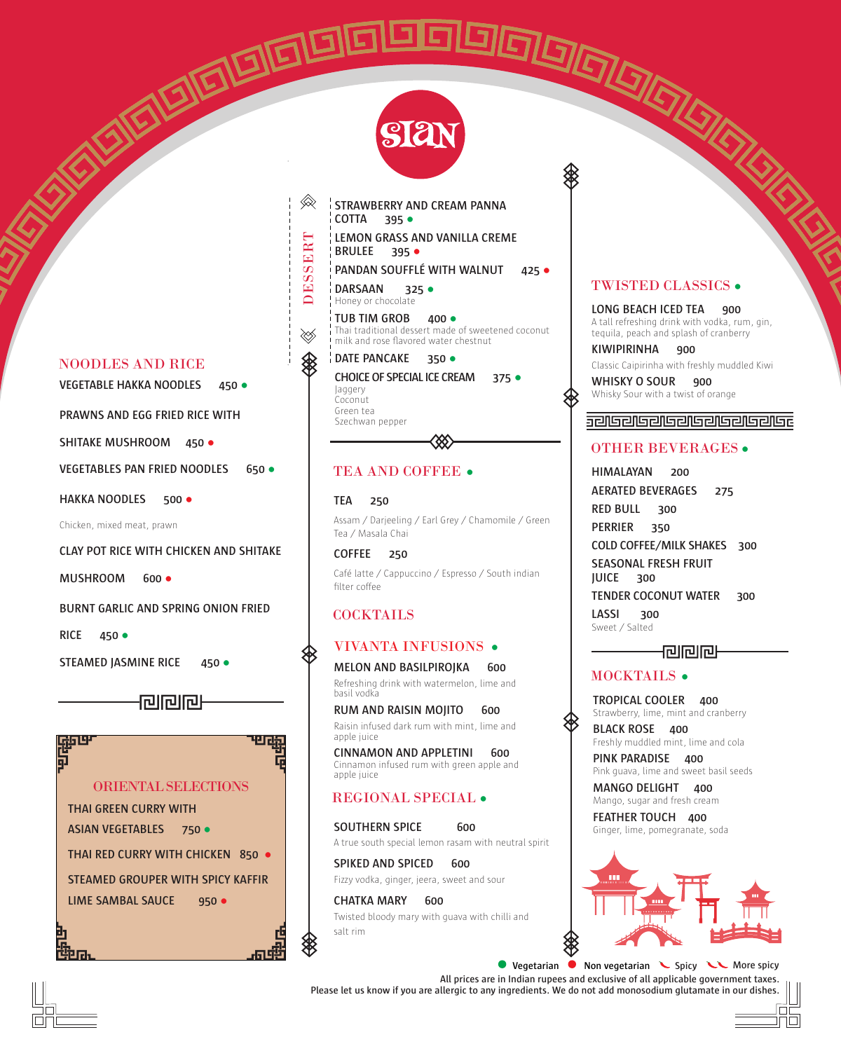# SIAN

## NOODLES AND RICE

VEGETABLE HAKKA NOODLES 450 ●

PRAWNS AND EGG FRIED RICE WITH SHITAKE MUSHROOM 450 ●

VEGETABLES PAN FRIED NOODLES 650 ●

HAKKA NOODLES 500 ●
Chicken, mixed meat, prawn

CLAY POT RICE WITH CHICKEN AND SHITAKE MUSHROOM 600 ●

BURNT GARLIC AND SPRING ONION FRIED RICE 450 ●

STEAMED JASMINE RICE 450 ●

## ORIENTAL SELECTIONS

THAI GREEN CURRY WITH ASIAN VEGETABLES 750 ●

THAI RED CURRY WITH CHICKEN 850 ●

STEAMED GROUPER WITH SPICY KAFFIR LIME SAMBAL SAUCE 950 ●

## DESSERT

STRAWBERRY AND CREAM PANNA COTTA 395 ●

LEMON GRASS AND VANILLA CREME BRULEE 395 ●

PANDAN SOUFFLÉ WITH WALNUT 425 ●

DARSAAN 325 ●
Honey or chocolate

TUB TIM GROB 400 ●
Thai traditional dessert made of sweetened coconut milk and rose flavored water chestnut

DATE PANCAKE 350 ●

CHOICE OF SPECIAL ICE CREAM 375 ●
Jaggery
Coconut
Green tea
Szechwan pepper

## TEA AND COFFEE ●

TEA 250
Assam / Darjeeling / Earl Grey / Chamomile / Green Tea / Masala Chai

COFFEE 250
Café latte / Cappuccino / Espresso / South indian filter coffee

## COCKTAILS

### VIVANTA INFUSIONS ●

MELON AND BASILPIROJKA 600
Refreshing drink with watermelon, lime and basil vodka

RUM AND RAISIN MOJITO 600
Raisin infused dark rum with mint, lime and apple juice

CINNAMON AND APPLETINI 600
Cinnamon infused rum with green apple and apple juice

### REGIONAL SPECIAL ●

SOUTHERN SPICE 600
A true south special lemon rasam with neutral spirit

SPIKED AND SPICED 600
Fizzy vodka, ginger, jeera, sweet and sour

CHATKA MARY 600
Twisted bloody mary with guava with chilli and salt rim

### TWISTED CLASSICS ●

LONG BEACH ICED TEA 900
A tall refreshing drink with vodka, rum, gin, tequila, peach and splash of cranberry

KIWIPIRINHA 900
Classic Caipirinha with freshly muddled Kiwi

WHISKY O SOUR 900
Whisky Sour with a twist of orange

## OTHER BEVERAGES ●

HIMALAYAN 200

AERATED BEVERAGES 275

RED BULL 300

PERRIER 350

COLD COFFEE/MILK SHAKES 300

SEASONAL FRESH FRUIT JUICE 300

TENDER COCONUT WATER 300

LASSI 300
Sweet / Salted

## MOCKTAILS ●

TROPICAL COOLER 400
Strawberry, lime, mint and cranberry

BLACK ROSE 400
Freshly muddled mint, lime and cola

PINK PARADISE 400
Pink guava, lime and sweet basil seeds

MANGO DELIGHT 400
Mango, sugar and fresh cream

FEATHER TOUCH 400
Ginger, lime, pomegranate, soda

● Vegetarian ● Non vegetarian Spicy More spicy

All prices are in Indian rupees and exclusive of all applicable government taxes.
Please let us know if you are allergic to any ingredients. We do not add monosodium glutamate in our dishes.